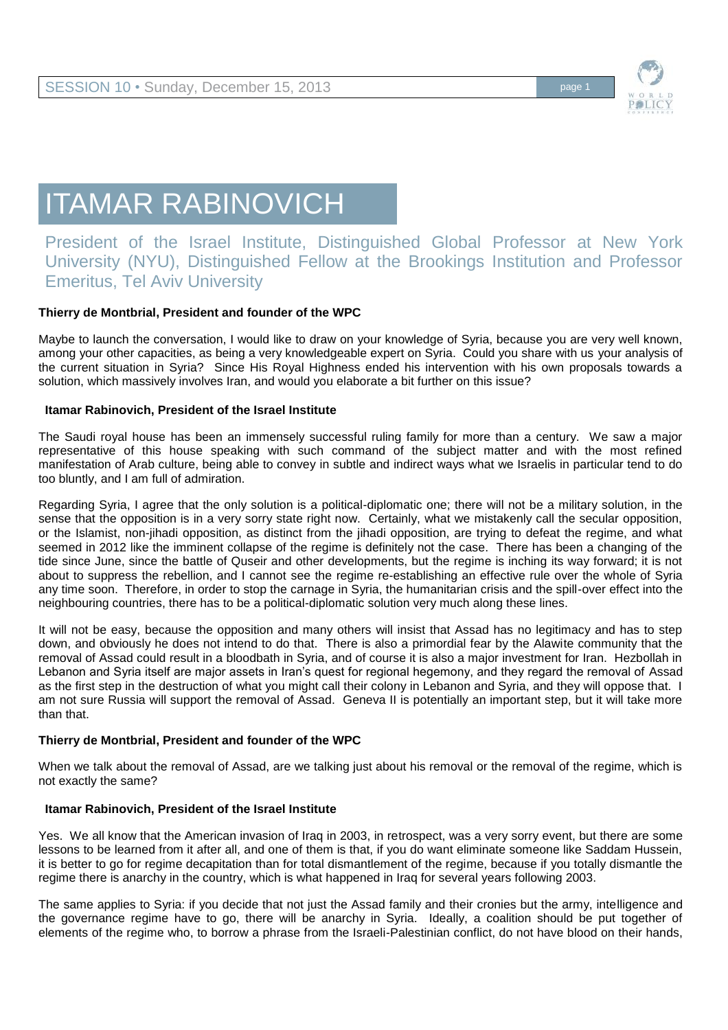# ITAMAR RABINOVICH

President of the Israel Institute, Distinguished Global Professor at New York University (NYU), Distinguished Fellow at the Brookings Institution and Professor Emeritus, Tel Aviv University

**Thierry de Montbrial, President and founder of the WPC**

Maybe to launch the conversation, I would like to draw on your knowledge of Syria, because you are very well known, among your other capacities, as being a very knowledgeable expert on Syria. Could you share with us your analysis of the current situation in Syria? Since His Royal Highness ended his intervention with his own proposals towards a solution, which massively involves Iran, and would you elaborate a bit further on this issue?

**Itamar Rabinovich, President of the Israel Institute**

The Saudi royal house has been an immensely successful ruling family for more than a century. We saw a major representative of this house speaking with such command of the subject matter and with the most refined manifestation of Arab culture, being able to convey in subtle and indirect ways what we Israelis in particular tend to do too bluntly, and I am full of admiration.

Regarding Syria, I agree that the only solution is a political-diplomatic one; there will not be a military solution, in the sense that the opposition is in a very sorry state right now. Certainly, what we mistakenly call the secular opposition, or the Islamist, non-jihadi opposition, as distinct from the jihadi opposition, are trying to defeat the regime, and what seemed in 2012 like the imminent collapse of the regime is definitely not the case. There has been a changing of the tide since June, since the battle of Quseir and other developments, but the regime is inching its way forward; it is not about to suppress the rebellion, and I cannot see the regime re-establishing an effective rule over the whole of Syria any time soon. Therefore, in order to stop the carnage in Syria, the humanitarian crisis and the spill-over effect into the neighbouring countries, there has to be a political-diplomatic solution very much along these lines.

It will not be easy, because the opposition and many others will insist that Assad has no legitimacy and has to step down, and obviously he does not intend to do that. There is also a primordial fear by the Alawite community that the removal of Assad could result in a bloodbath in Syria, and of course it is also a major investment for Iran. Hezbollah in Lebanon and Syria itself are major assets in Iran's quest for regional hegemony, and they regard the removal of Assad as the first step in the destruction of what you might call their colony in Lebanon and Syria, and they will oppose that. I am not sure Russia will support the removal of Assad. Geneva II is potentially an important step, but it will take more than that.

**Thierry de Montbrial, President and founder of the WPC**

When we talk about the removal of Assad, are we talking just about his removal or the removal of the regime, which is not exactly the same?

**Itamar Rabinovich, President of the Israel Institute**

Yes. We all know that the American invasion of Iraq in 2003, in retrospect, was a very sorry event, but there are some lessons to be learned from it after all, and one of them is that, if you do want eliminate someone like Saddam Hussein, it is better to go for regime decapitation than for total dismantlement of the regime, because if you totally dismantle the regime there is anarchy in the country, which is what happened in Iraq for several years following 2003.

The same applies to Syria: if you decide that not just the Assad family and their cronies but the army, intelligence and the governance regime have to go, there will be anarchy in Syria. Ideally, a coalition should be put together of elements of the regime who, to borrow a phrase from the Israeli-Palestinian conflict, do not have blood on their hands,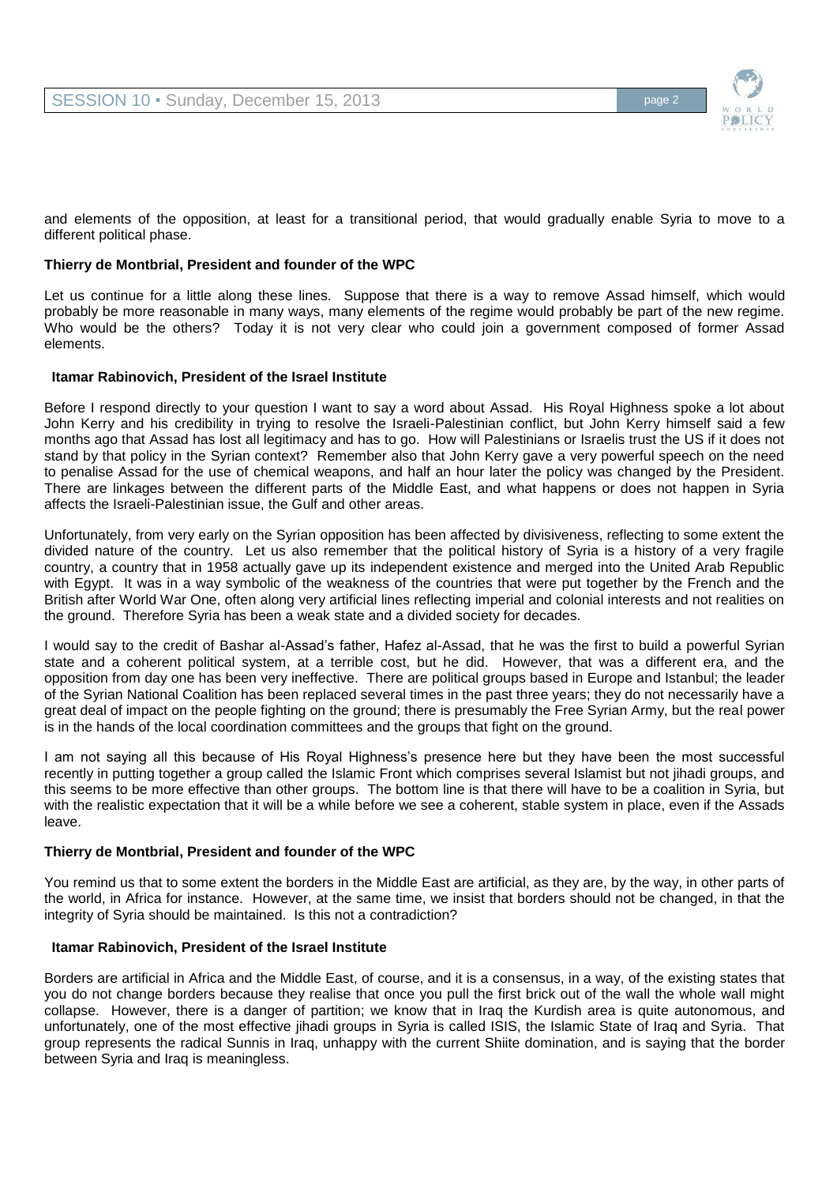and elements of the opposition, at least for a transitional period, that would gradually enable Syria to move to a different political phase.

**Thierry de Montbrial, President and founder of the WPC**

Let us continue for a little along these lines. Suppose that there is a way to remove Assad himself, which would probably be more reasonable in many ways, many elements of the regime would probably be part of the new regime. Who would be the others? Today it is not very clear who could join a government composed of former Assad elements.

**Itamar Rabinovich, President of the Israel Institute**

Before I respond directly to your question I want to say a word about Assad. His Royal Highness spoke a lot about John Kerry and his credibility in trying to resolve the Israeli-Palestinian conflict, but John Kerry himself said a few months ago that Assad has lost all legitimacy and has to go. How will Palestinians or Israelis trust the US if it does not stand by that policy in the Syrian context? Remember also that John Kerry gave a very powerful speech on the need to penalise Assad for the use of chemical weapons, and half an hour later the policy was changed by the President. There are linkages between the different parts of the Middle East, and what happens or does not happen in Syria affects the Israeli-Palestinian issue, the Gulf and other areas.

Unfortunately, from very early on the Syrian opposition has been affected by divisiveness, reflecting to some extent the divided nature of the country. Let us also remember that the political history of Syria is a history of a very fragile country, a country that in 1958 actually gave up its independent existence and merged into the United Arab Republic with Egypt. It was in a way symbolic of the weakness of the countries that were put together by the French and the British after World War One, often along very artificial lines reflecting imperial and colonial interests and not realities on the ground. Therefore Syria has been a weak state and a divided society for decades.

I would say to the credit of Bashar al-Assad's father, Hafez al-Assad, that he was the first to build a powerful Syrian state and a coherent political system, at a terrible cost, but he did. However, that was a different era, and the opposition from day one has been very ineffective. There are political groups based in Europe and Istanbul; the leader of the Syrian National Coalition has been replaced several times in the past three years; they do not necessarily have a great deal of impact on the people fighting on the ground; there is presumably the Free Syrian Army, but the real power is in the hands of the local coordination committees and the groups that fight on the ground.

I am not saying all this because of His Royal Highness's presence here but they have been the most successful recently in putting together a group called the Islamic Front which comprises several Islamist but not jihadi groups, and this seems to be more effective than other groups. The bottom line is that there will have to be a coalition in Syria, but with the realistic expectation that it will be a while before we see a coherent, stable system in place, even if the Assads leave.

**Thierry de Montbrial, President and founder of the WPC**

You remind us that to some extent the borders in the Middle East are artificial, as they are, by the way, in other parts of the world, in Africa for instance. However, at the same time, we insist that borders should not be changed, in that the integrity of Syria should be maintained. Is this not a contradiction?

**Itamar Rabinovich, President of the Israel Institute**

Borders are artificial in Africa and the Middle East, of course, and it is a consensus, in a way, of the existing states that you do not change borders because they realise that once you pull the first brick out of the wall the whole wall might collapse. However, there is a danger of partition; we know that in Iraq the Kurdish area is quite autonomous, and unfortunately, one of the most effective jihadi groups in Syria is called ISIS, the Islamic State of Iraq and Syria. That group represents the radical Sunnis in Iraq, unhappy with the current Shiite domination, and is saying that the border between Syria and Iraq is meaningless.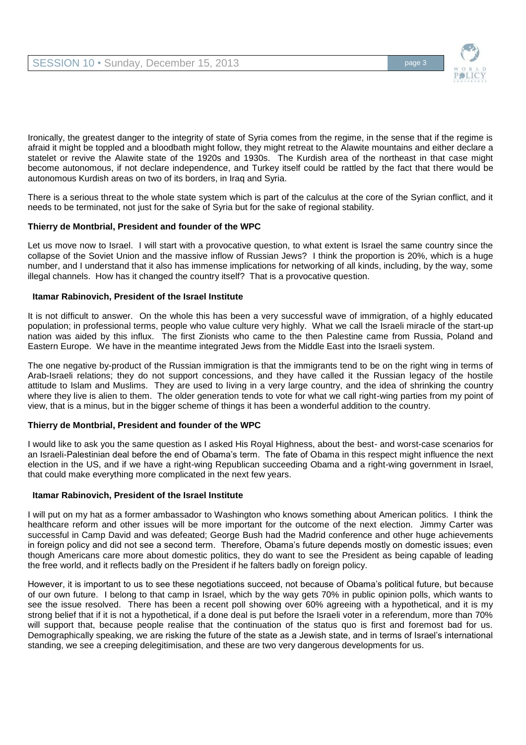Ironically, the greatest danger to the integrity of state of Syria comes from the regime, in the sense that if the regime is afraid it might be toppled and a bloodbath might follow, they might retreat to the Alawite mountains and either declare a statelet or revive the Alawite state of the 1920s and 1930s. The Kurdish area of the northeast in that case might become autonomous, if not declare independence, and Turkey itself could be rattled by the fact that there would be autonomous Kurdish areas on two of its borders, in Iraq and Syria.

There is a serious threat to the whole state system which is part of the calculus at the core of the Syrian conflict, and it needs to be terminated, not just for the sake of Syria but for the sake of regional stability.

**Thierry de Montbrial, President and founder of the WPC**

Let us move now to Israel. I will start with a provocative question, to what extent is Israel the same country since the collapse of the Soviet Union and the massive inflow of Russian Jews? I think the proportion is 20%, which is a huge number, and I understand that it also has immense implications for networking of all kinds, including, by the way, some illegal channels. How has it changed the country itself? That is a provocative question.

**Itamar Rabinovich, President of the Israel Institute**

It is not difficult to answer. On the whole this has been a very successful wave of immigration, of a highly educated population; in professional terms, people who value culture very highly. What we call the Israeli miracle of the start-up nation was aided by this influx. The first Zionists who came to the then Palestine came from Russia, Poland and Eastern Europe. We have in the meantime integrated Jews from the Middle East into the Israeli system.

The one negative by-product of the Russian immigration is that the immigrants tend to be on the right wing in terms of Arab-Israeli relations; they do not support concessions, and they have called it the Russian legacy of the hostile attitude to Islam and Muslims. They are used to living in a very large country, and the idea of shrinking the country where they live is alien to them. The older generation tends to vote for what we call right-wing parties from my point of view, that is a minus, but in the bigger scheme of things it has been a wonderful addition to the country.

**Thierry de Montbrial, President and founder of the WPC**

I would like to ask you the same question as I asked His Royal Highness, about the best- and worst-case scenarios for an Israeli-Palestinian deal before the end of Obama's term. The fate of Obama in this respect might influence the next election in the US, and if we have a right-wing Republican succeeding Obama and a right-wing government in Israel, that could make everything more complicated in the next few years.

**Itamar Rabinovich, President of the Israel Institute**

I will put on my hat as a former ambassador to Washington who knows something about American politics. I think the healthcare reform and other issues will be more important for the outcome of the next election. Jimmy Carter was successful in Camp David and was defeated; George Bush had the Madrid conference and other huge achievements in foreign policy and did not see a second term. Therefore, Obama's future depends mostly on domestic issues; even though Americans care more about domestic politics, they do want to see the President as being capable of leading the free world, and it reflects badly on the President if he falters badly on foreign policy.

However, it is important to us to see these negotiations succeed, not because of Obama's political future, but because of our own future. I belong to that camp in Israel, which by the way gets 70% in public opinion polls, which wants to see the issue resolved. There has been a recent poll showing over 60% agreeing with a hypothetical, and it is my strong belief that if it is not a hypothetical, if a done deal is put before the Israeli voter in a referendum, more than 70% will support that, because people realise that the continuation of the status quo is first and foremost bad for us. Demographically speaking, we are risking the future of the state as a Jewish state, and in terms of Israel's international standing, we see a creeping delegitimisation, and these are two very dangerous developments for us.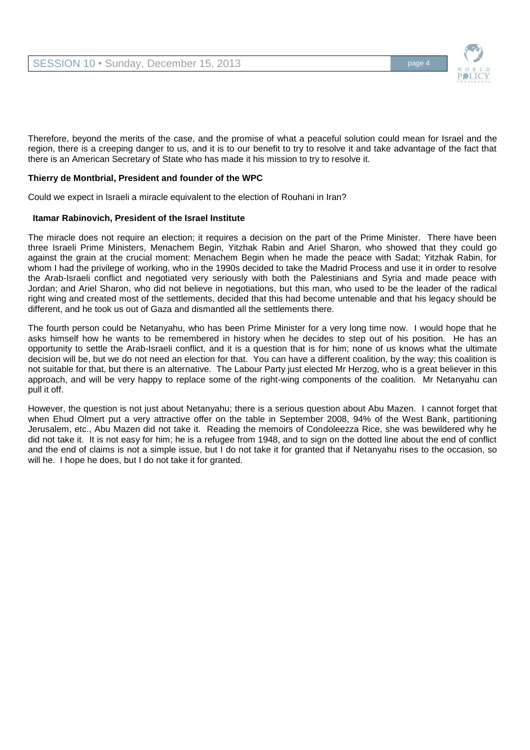Therefore, beyond the merits of the case, and the promise of what a peaceful solution could mean for Israel and the region, there is a creeping danger to us, and it is to our benefit to try to resolve it and take advantage of the fact that there is an American Secretary of State who has made it his mission to try to resolve it.

**Thierry de Montbrial, President and founder of the WPC**

Could we expect in Israeli a miracle equivalent to the election of Rouhani in Iran?

**Itamar Rabinovich, President of the Israel Institute**

The miracle does not require an election; it requires a decision on the part of the Prime Minister. There have been three Israeli Prime Ministers, Menachem Begin, Yitzhak Rabin and Ariel Sharon, who showed that they could go against the grain at the crucial moment: Menachem Begin when he made the peace with Sadat; Yitzhak Rabin, for whom I had the privilege of working, who in the 1990s decided to take the Madrid Process and use it in order to resolve the Arab-Israeli conflict and negotiated very seriously with both the Palestinians and Syria and made peace with Jordan; and Ariel Sharon, who did not believe in negotiations, but this man, who used to be the leader of the radical right wing and created most of the settlements, decided that this had become untenable and that his legacy should be different, and he took us out of Gaza and dismantled all the settlements there.

The fourth person could be Netanyahu, who has been Prime Minister for a very long time now. I would hope that he asks himself how he wants to be remembered in history when he decides to step out of his position. He has an opportunity to settle the Arab-Israeli conflict, and it is a question that is for him; none of us knows what the ultimate decision will be, but we do not need an election for that. You can have a different coalition, by the way; this coalition is not suitable for that, but there is an alternative. The Labour Party just elected Mr Herzog, who is a great believer in this approach, and will be very happy to replace some of the right-wing components of the coalition. Mr Netanyahu can pull it off.

However, the question is not just about Netanyahu; there is a serious question about Abu Mazen. I cannot forget that when Ehud Olmert put a very attractive offer on the table in September 2008, 94% of the West Bank, partitioning Jerusalem, etc., Abu Mazen did not take it. Reading the memoirs of Condoleezza Rice, she was bewildered why he did not take it. It is not easy for him; he is a refugee from 1948, and to sign on the dotted line about the end of conflict and the end of claims is not a simple issue, but I do not take it for granted that if Netanyahu rises to the occasion, so will he. I hope he does, but I do not take it for granted.